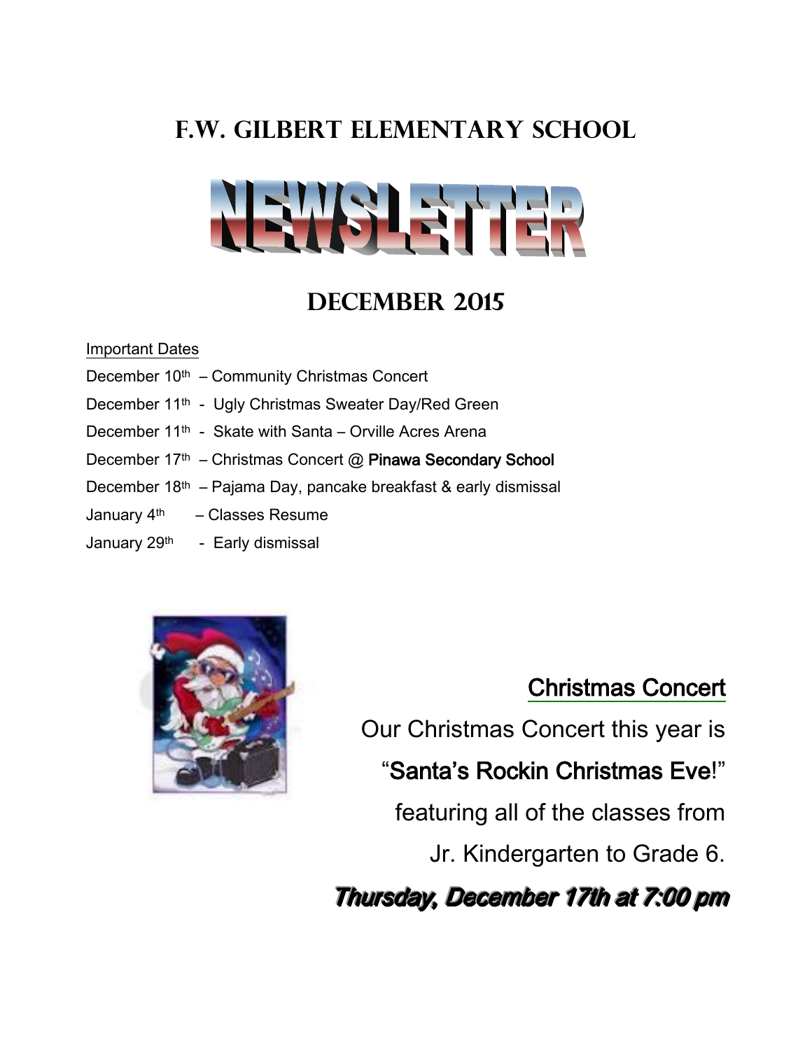# F.W. Gilbert Elementary School

# NEWSLETTER

## December 2015

Important Dates

December 10th – Community Christmas Concert

December 11th - Ugly Christmas Sweater Day/Red Green

December 11th - Skate with Santa – Orville Acres Arena

December 17th – Christmas Concert @ **Pinawa Secondary School**

December 18th – Pajama Day, pancake breakfast & early dismissal

January 4th – Classes Resume

January 29th - Early dismissal

### Christmas Concert

Our Christmas Concert this year is

"**Santa's Rockin Christmas Eve**!"

featuring all of the classes from

Jr. Kindergarten to Grade 6.

***Thursday, December 17th at 7:00 pm***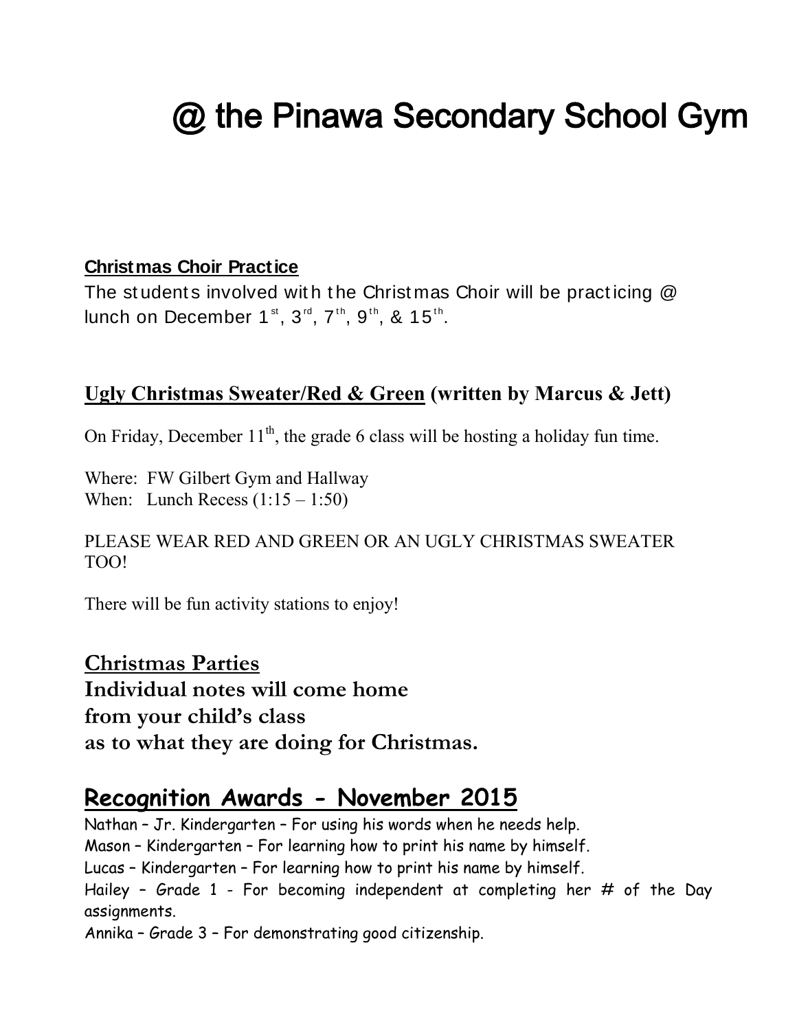# @ the Pinawa Secondary School Gym

**Christmas Choir Practice**

The students involved with the Christmas Choir will be practicing @ lunch on December 1st, 3rd, 7th, 9th, & 15th.

**Ugly Christmas Sweater/Red & Green (written by Marcus & Jett)**

On Friday, December 11th, the grade 6 class will be hosting a holiday fun time.

Where: FW Gilbert Gym and Hallway
When: Lunch Recess (1:15 – 1:50)

PLEASE WEAR RED AND GREEN OR AN UGLY CHRISTMAS SWEATER TOO!

There will be fun activity stations to enjoy!

## Christmas Parties

**Individual notes will come home from your child's class as to what they are doing for Christmas.**

## Recognition Awards - November 2015

Nathan – Jr. Kindergarten – For using his words when he needs help.
Mason – Kindergarten – For learning how to print his name by himself.
Lucas – Kindergarten – For learning how to print his name by himself.
Hailey – Grade 1 - For becoming independent at completing her # of the Day assignments.
Annika – Grade 3 – For demonstrating good citizenship.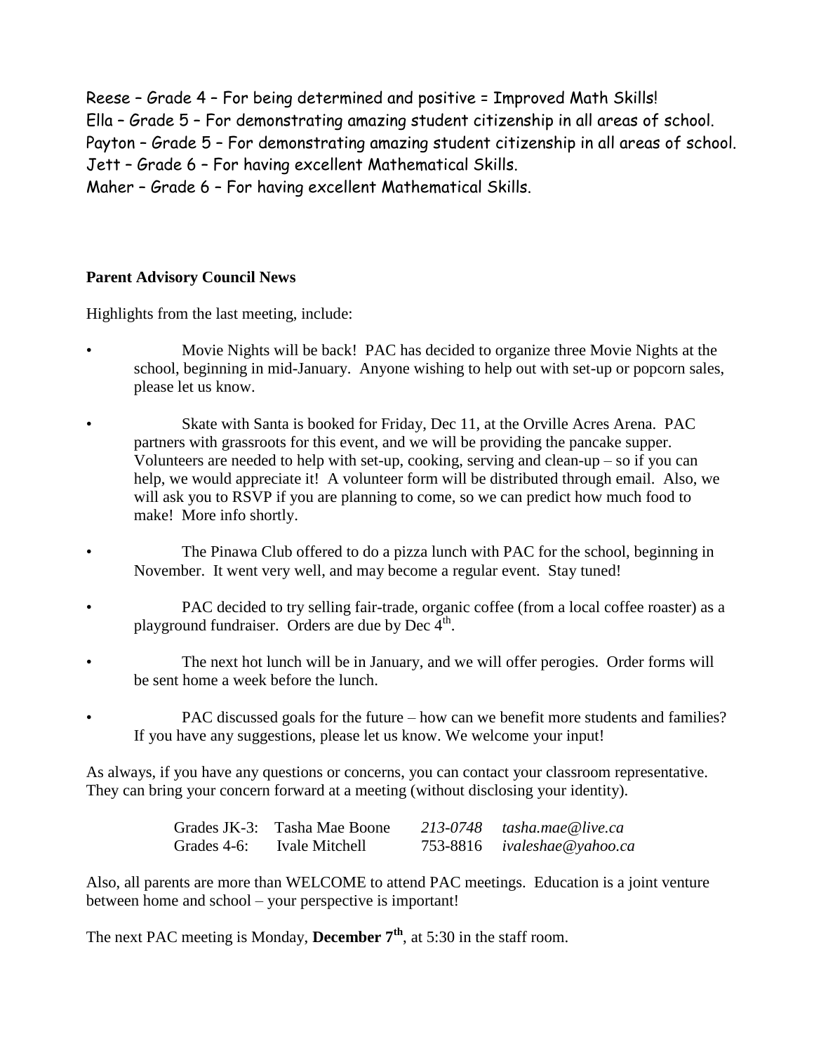Reese – Grade 4 – For being determined and positive = Improved Math Skills!
Ella – Grade 5 – For demonstrating amazing student citizenship in all areas of school.
Payton – Grade 5 – For demonstrating amazing student citizenship in all areas of school.
Jett – Grade 6 – For having excellent Mathematical Skills.
Maher – Grade 6 – For having excellent Mathematical Skills.

**Parent Advisory Council News**

Highlights from the last meeting, include:

- Movie Nights will be back! PAC has decided to organize three Movie Nights at the school, beginning in mid-January. Anyone wishing to help out with set-up or popcorn sales, please let us know.

- Skate with Santa is booked for Friday, Dec 11, at the Orville Acres Arena. PAC partners with grassroots for this event, and we will be providing the pancake supper. Volunteers are needed to help with set-up, cooking, serving and clean-up – so if you can help, we would appreciate it! A volunteer form will be distributed through email. Also, we will ask you to RSVP if you are planning to come, so we can predict how much food to make! More info shortly.

- The Pinawa Club offered to do a pizza lunch with PAC for the school, beginning in November. It went very well, and may become a regular event. Stay tuned!

- PAC decided to try selling fair-trade, organic coffee (from a local coffee roaster) as a playground fundraiser. Orders are due by Dec 4th.

- The next hot lunch will be in January, and we will offer perogies. Order forms will be sent home a week before the lunch.

- PAC discussed goals for the future – how can we benefit more students and families? If you have any suggestions, please let us know. We welcome your input!

As always, if you have any questions or concerns, you can contact your classroom representative. They can bring your concern forward at a meeting (without disclosing your identity).

| | | | |
|---|---|---|---|
| Grades JK-3: | Tasha Mae Boone | *213-0748* | *tasha.mae@live.ca* |
| Grades 4-6: | Ivale Mitchell | 753-8816 | *ivaleshae@yahoo.ca* |

Also, all parents are more than WELCOME to attend PAC meetings. Education is a joint venture between home and school – your perspective is important!

The next PAC meeting is Monday, **December 7th**, at 5:30 in the staff room.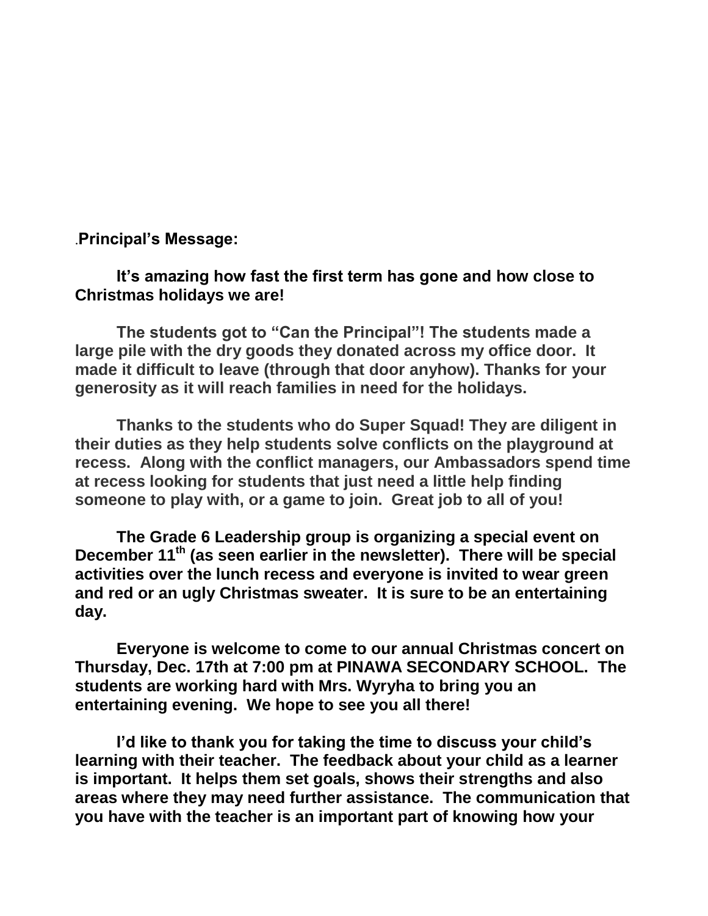.**Principal's Message:**

**It's amazing how fast the first term has gone and how close to Christmas holidays we are!**

**The students got to "Can the Principal"! The students made a large pile with the dry goods they donated across my office door. It made it difficult to leave (through that door anyhow). Thanks for your generosity as it will reach families in need for the holidays.**

**Thanks to the students who do Super Squad! They are diligent in their duties as they help students solve conflicts on the playground at recess. Along with the conflict managers, our Ambassadors spend time at recess looking for students that just need a little help finding someone to play with, or a game to join. Great job to all of you!**

**The Grade 6 Leadership group is organizing a special event on December 11th (as seen earlier in the newsletter). There will be special activities over the lunch recess and everyone is invited to wear green and red or an ugly Christmas sweater. It is sure to be an entertaining day.**

**Everyone is welcome to come to our annual Christmas concert on Thursday, Dec. 17th at 7:00 pm at PINAWA SECONDARY SCHOOL. The students are working hard with Mrs. Wyryha to bring you an entertaining evening. We hope to see you all there!**

**I'd like to thank you for taking the time to discuss your child's learning with their teacher. The feedback about your child as a learner is important. It helps them set goals, shows their strengths and also areas where they may need further assistance. The communication that you have with the teacher is an important part of knowing how your**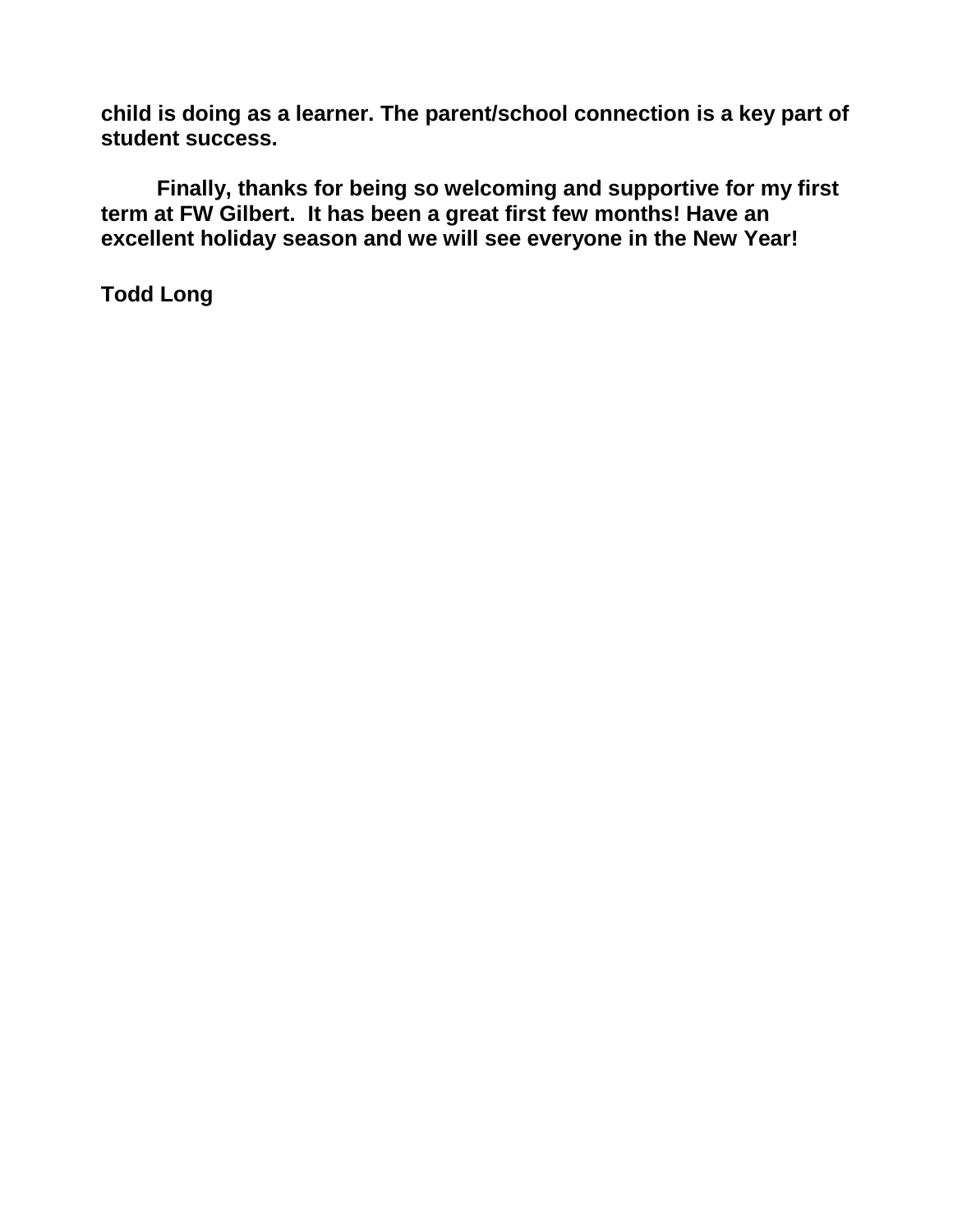**child is doing as a learner. The parent/school connection is a key part of student success.**

**Finally, thanks for being so welcoming and supportive for my first term at FW Gilbert. It has been a great first few months! Have an excellent holiday season and we will see everyone in the New Year!**

**Todd Long**